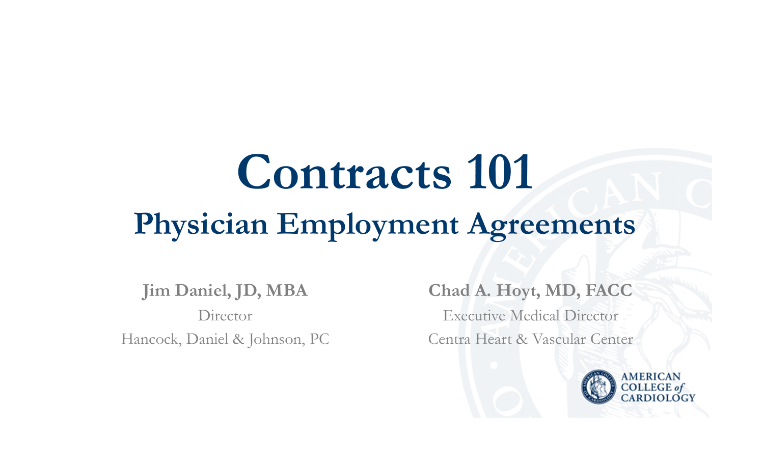# Contracts 101

## Physician Employment Agreements

**Jim Daniel, JD, MBA**
Director
Hancock, Daniel & Johnson, PC

**Chad A. Hoyt, MD, FACC**
Executive Medical Director
Centra Heart & Vascular Center

AMERICAN COLLEGE *of* CARDIOLOGY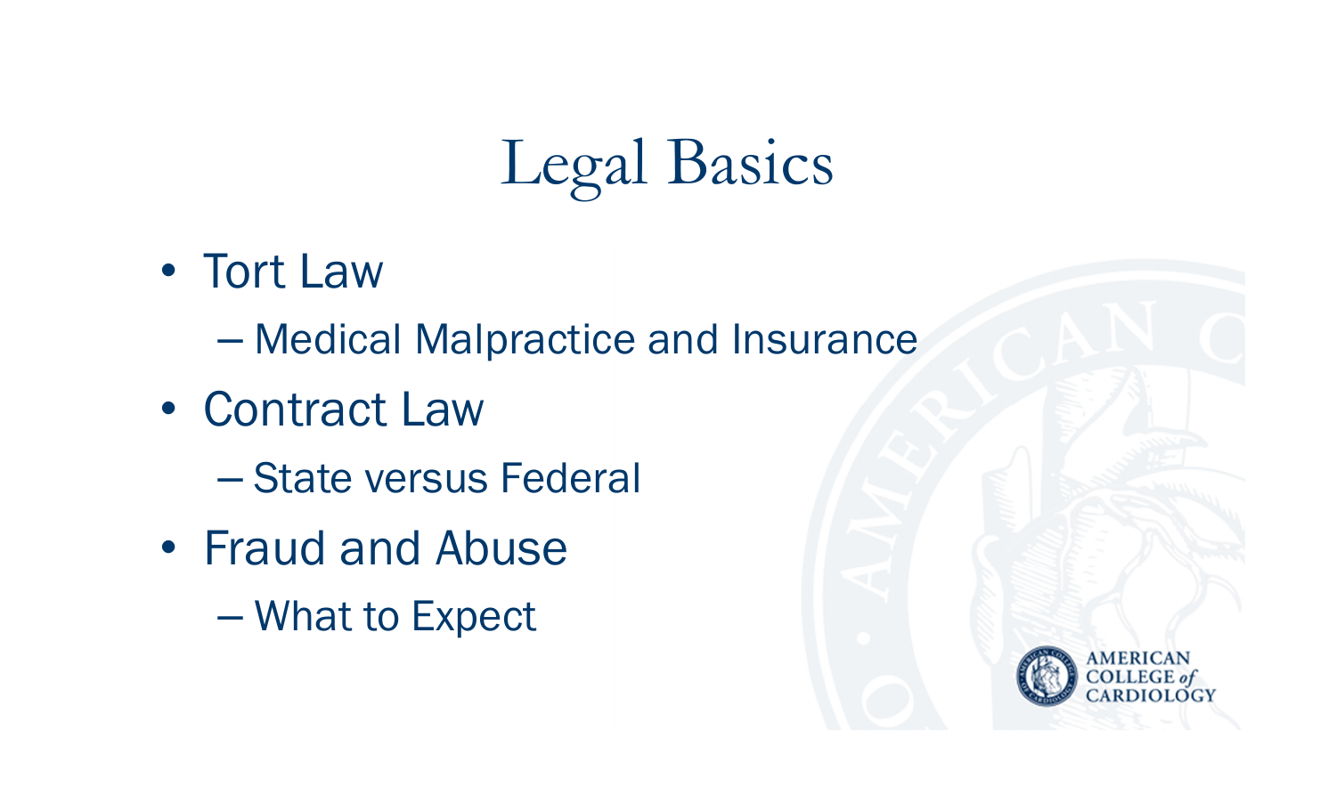# Legal Basics

- Tort Law
  - Medical Malpractice and Insurance
- Contract Law
  - State versus Federal
- Fraud and Abuse
  - What to Expect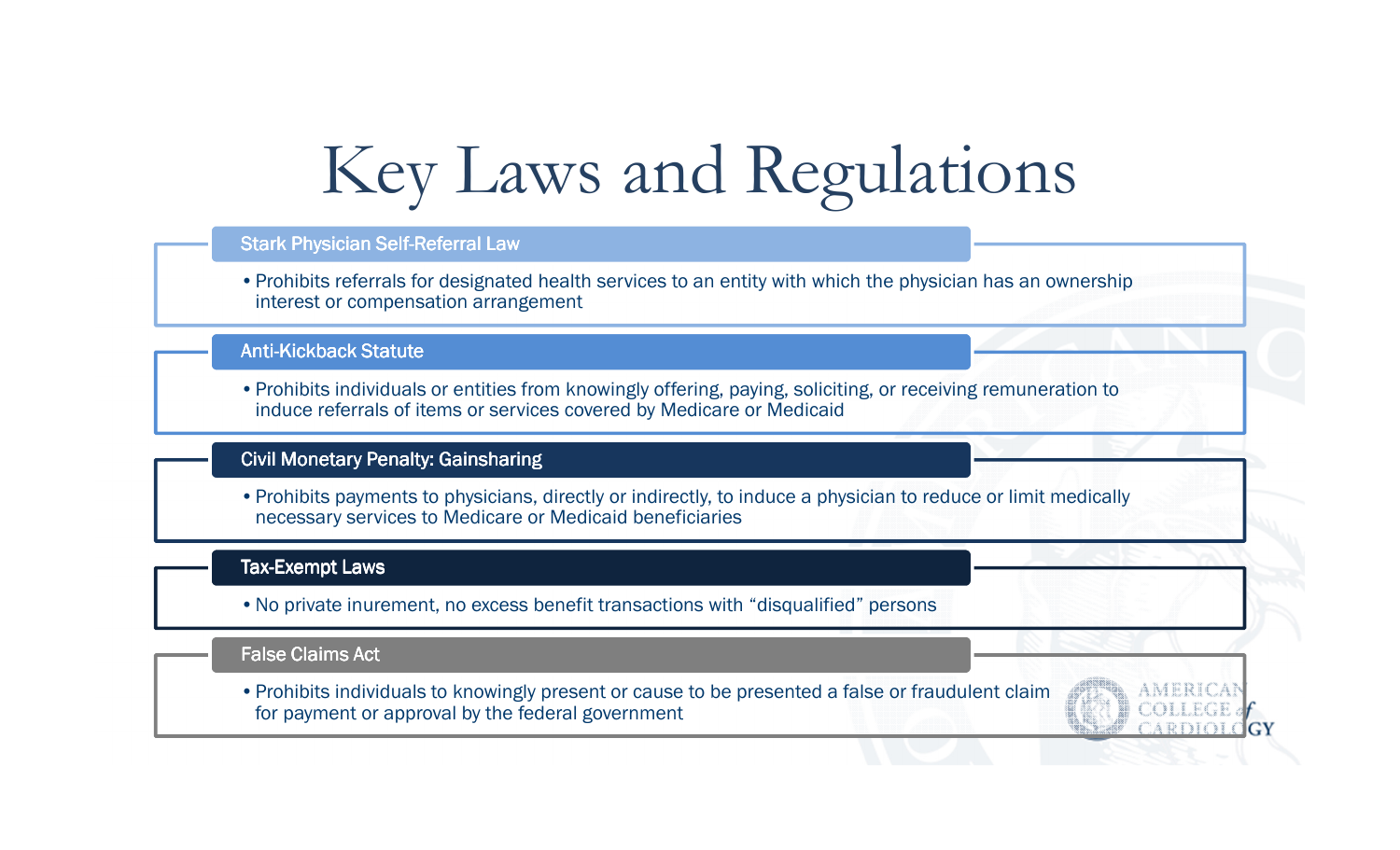# Key Laws and Regulations

## Stark Physician Self-Referral Law

- Prohibits referrals for designated health services to an entity with which the physician has an ownership interest or compensation arrangement

## Anti-Kickback Statute

- Prohibits individuals or entities from knowingly offering, paying, soliciting, or receiving remuneration to induce referrals of items or services covered by Medicare or Medicaid

## Civil Monetary Penalty: Gainsharing

- Prohibits payments to physicians, directly or indirectly, to induce a physician to reduce or limit medically necessary services to Medicare or Medicaid beneficiaries

## Tax-Exempt Laws

- No private inurement, no excess benefit transactions with "disqualified" persons

## False Claims Act

- Prohibits individuals to knowingly present or cause to be presented a false or fraudulent claim for payment or approval by the federal government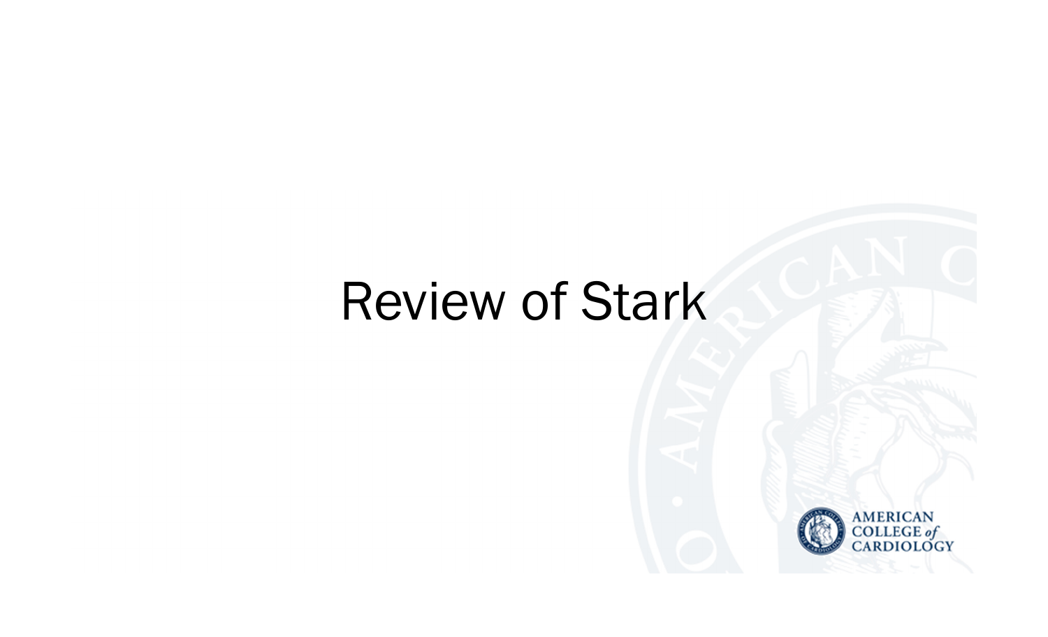# Review of Stark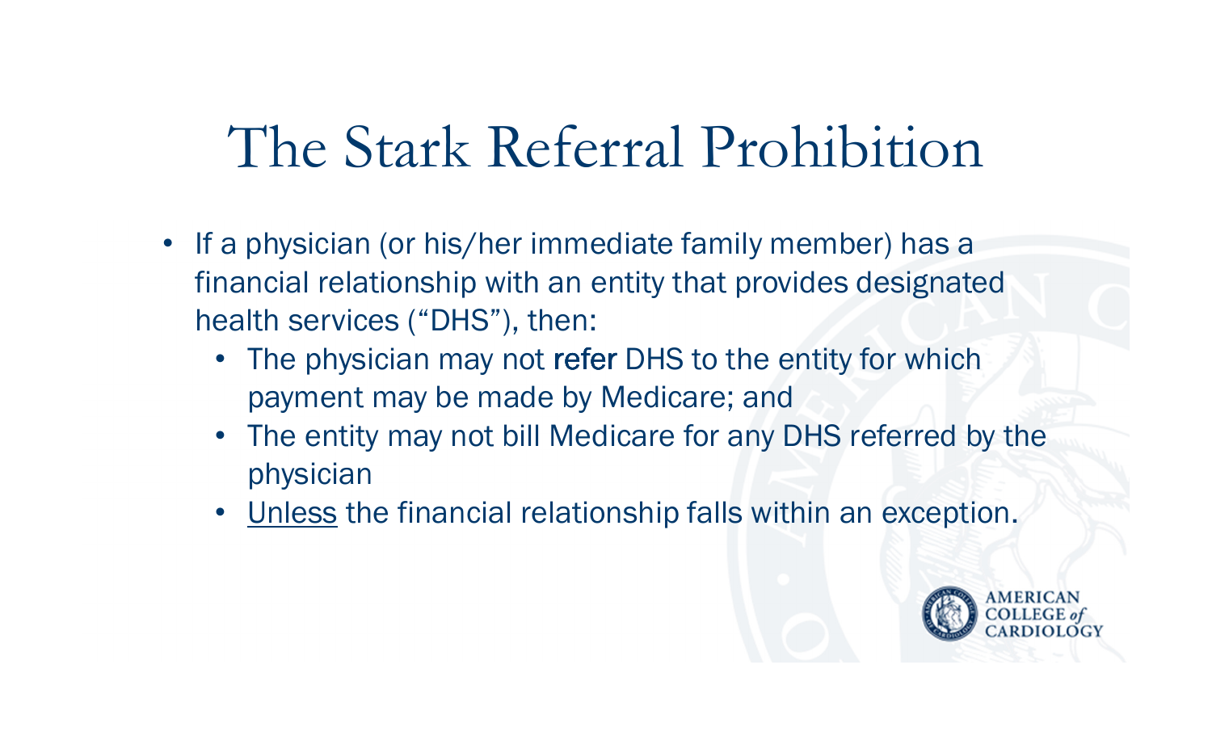# The Stark Referral Prohibition

- If a physician (or his/her immediate family member) has a financial relationship with an entity that provides designated health services ("DHS"), then:
  - The physician may not refer DHS to the entity for which payment may be made by Medicare; and
  - The entity may not bill Medicare for any DHS referred by the physician
  - <u>Unless</u> the financial relationship falls within an exception.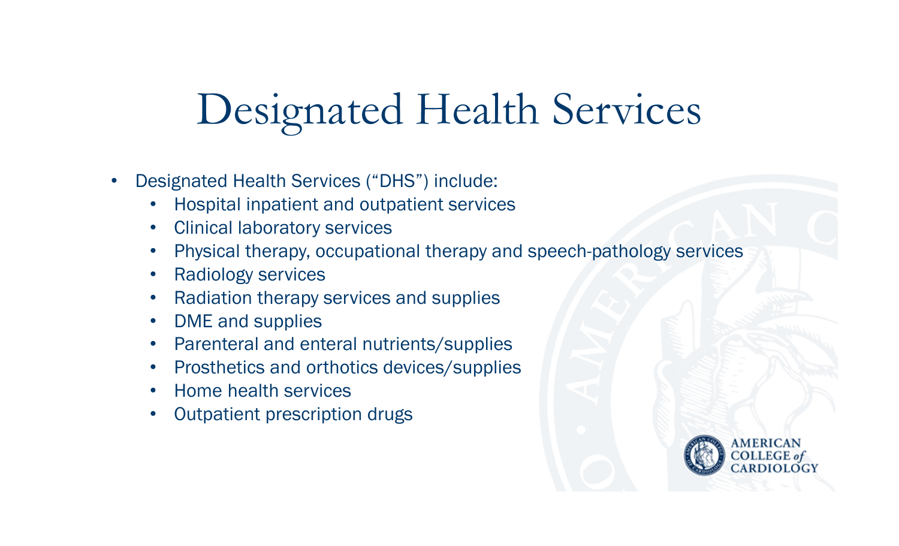# Designated Health Services

- Designated Health Services (“DHS”) include:
  - Hospital inpatient and outpatient services
  - Clinical laboratory services
  - Physical therapy, occupational therapy and speech-pathology services
  - Radiology services
  - Radiation therapy services and supplies
  - DME and supplies
  - Parenteral and enteral nutrients/supplies
  - Prosthetics and orthotics devices/supplies
  - Home health services
  - Outpatient prescription drugs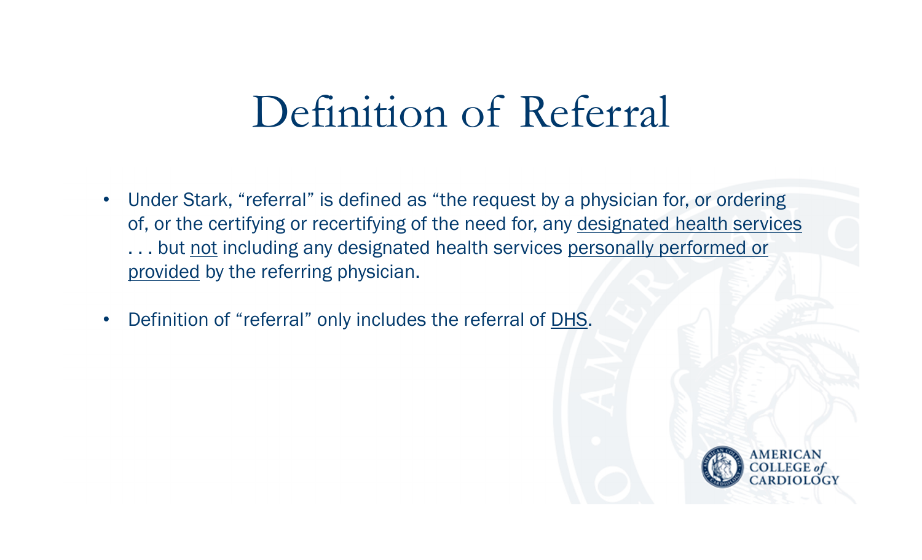# Definition of Referral

- Under Stark, "referral" is defined as "the request by a physician for, or ordering of, or the certifying or recertifying of the need for, any <u>designated health services</u> . . . but <u>not</u> including any designated health services <u>personally performed or provided</u> by the referring physician.
- Definition of "referral" only includes the referral of <u>DHS</u>.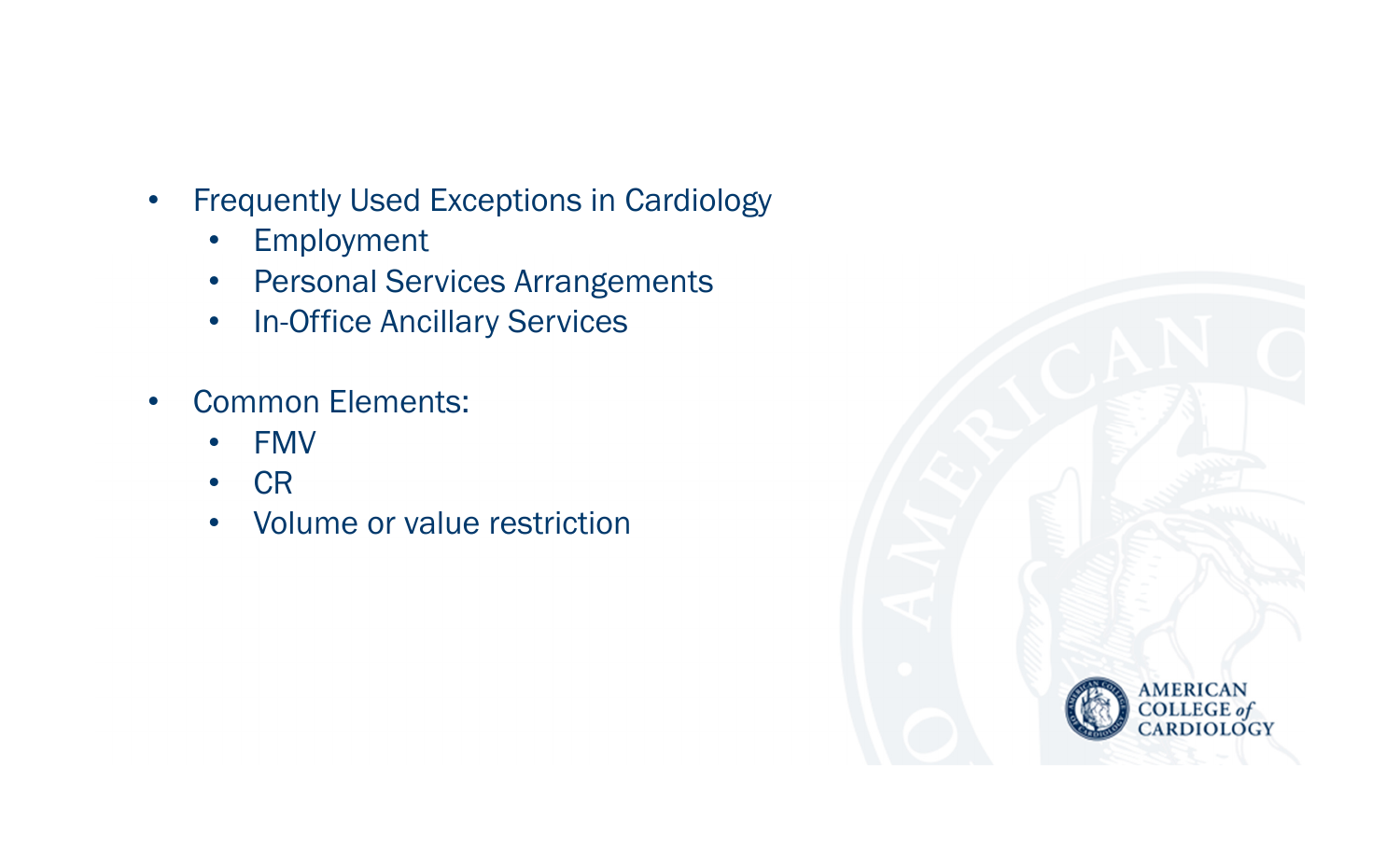- Frequently Used Exceptions in Cardiology
  - Employment
  - Personal Services Arrangements
  - In-Office Ancillary Services
- Common Elements:
  - FMV
  - CR
  - Volume or value restriction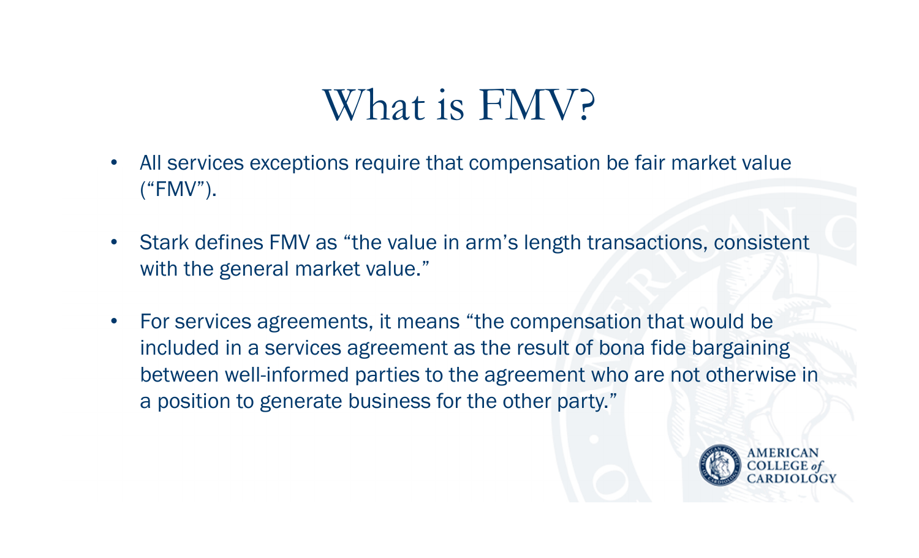# What is FMV?

- All services exceptions require that compensation be fair market value ("FMV").
- Stark defines FMV as "the value in arm's length transactions, consistent with the general market value."
- For services agreements, it means "the compensation that would be included in a services agreement as the result of bona fide bargaining between well-informed parties to the agreement who are not otherwise in a position to generate business for the other party."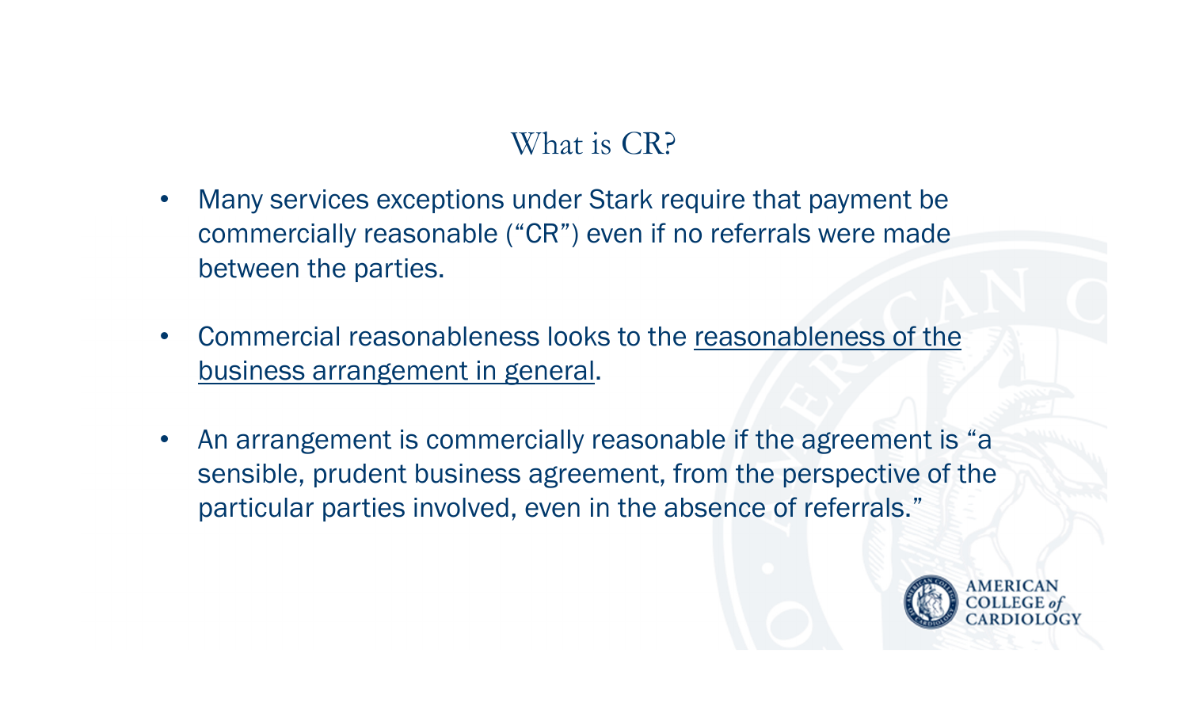# What is CR?

- Many services exceptions under Stark require that payment be commercially reasonable (“CR”) even if no referrals were made between the parties.
- Commercial reasonableness looks to the reasonableness of the business arrangement in general.
- An arrangement is commercially reasonable if the agreement is “a sensible, prudent business agreement, from the perspective of the particular parties involved, even in the absence of referrals.”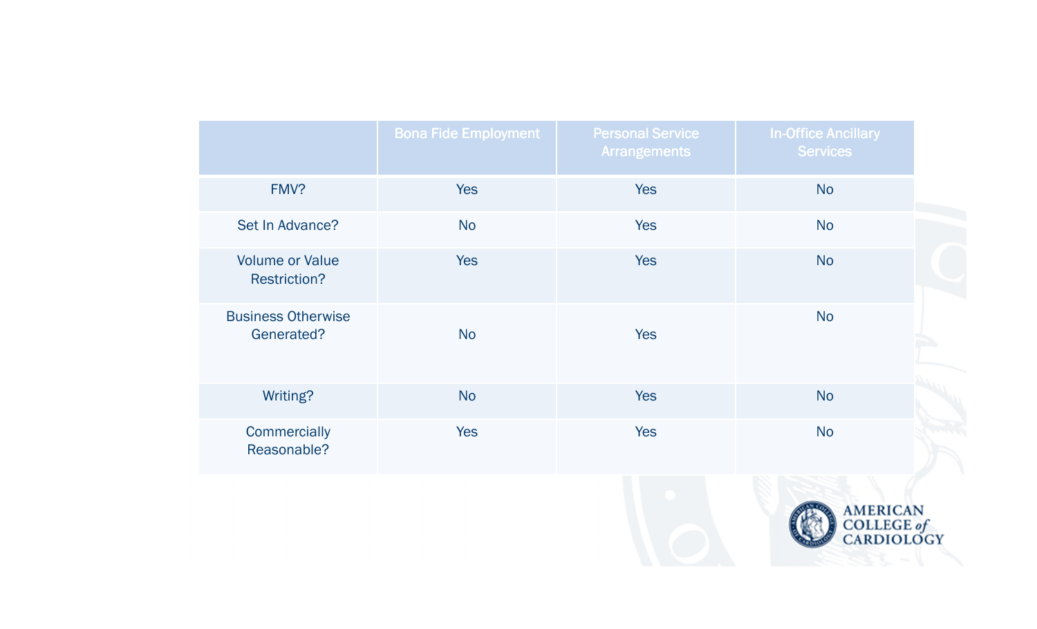| | Bona Fide Employment | Personal Service Arrangements | In-Office Ancillary Services |
|---|---|---|---|
| FMV? | Yes | Yes | No |
| Set In Advance? | No | Yes | No |
| Volume or Value Restriction? | Yes | Yes | No |
| Business Otherwise Generated? | No | Yes | No |
| Writing? | No | Yes | No |
| Commercially Reasonable? | Yes | Yes | No |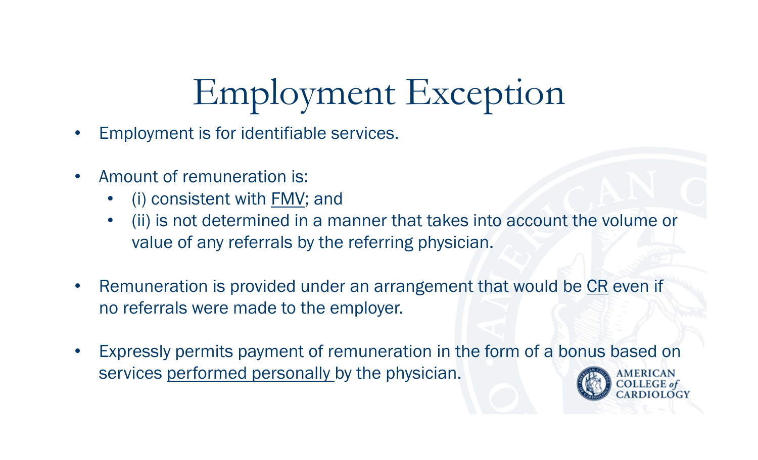# Employment Exception

- Employment is for identifiable services.
- Amount of remuneration is:
  - (i) consistent with <u>FMV</u>; and
  - (ii) is not determined in a manner that takes into account the volume or value of any referrals by the referring physician.
- Remuneration is provided under an arrangement that would be <u>CR</u> even if no referrals were made to the employer.
- Expressly permits payment of remuneration in the form of a bonus based on services <u>performed personally</u> by the physician.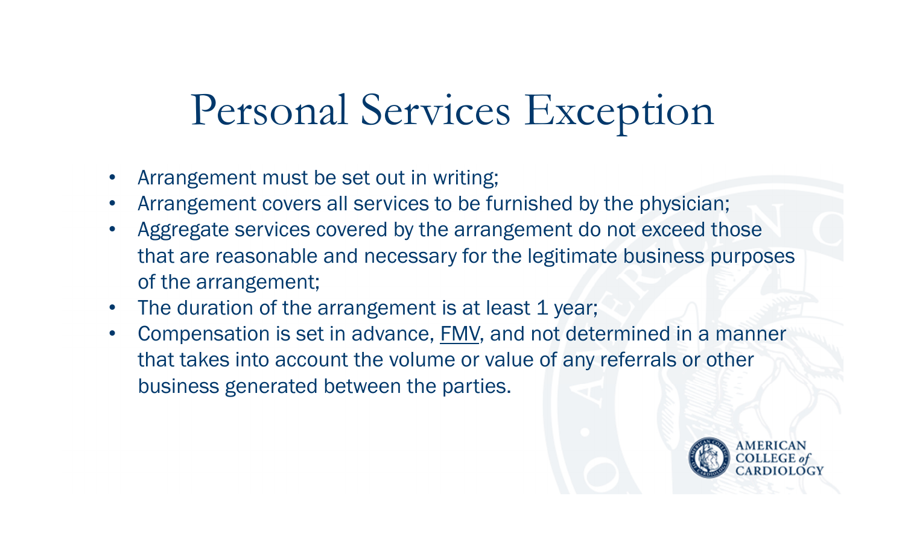# Personal Services Exception

- Arrangement must be set out in writing;
- Arrangement covers all services to be furnished by the physician;
- Aggregate services covered by the arrangement do not exceed those that are reasonable and necessary for the legitimate business purposes of the arrangement;
- The duration of the arrangement is at least 1 year;
- Compensation is set in advance, FMV, and not determined in a manner that takes into account the volume or value of any referrals or other business generated between the parties.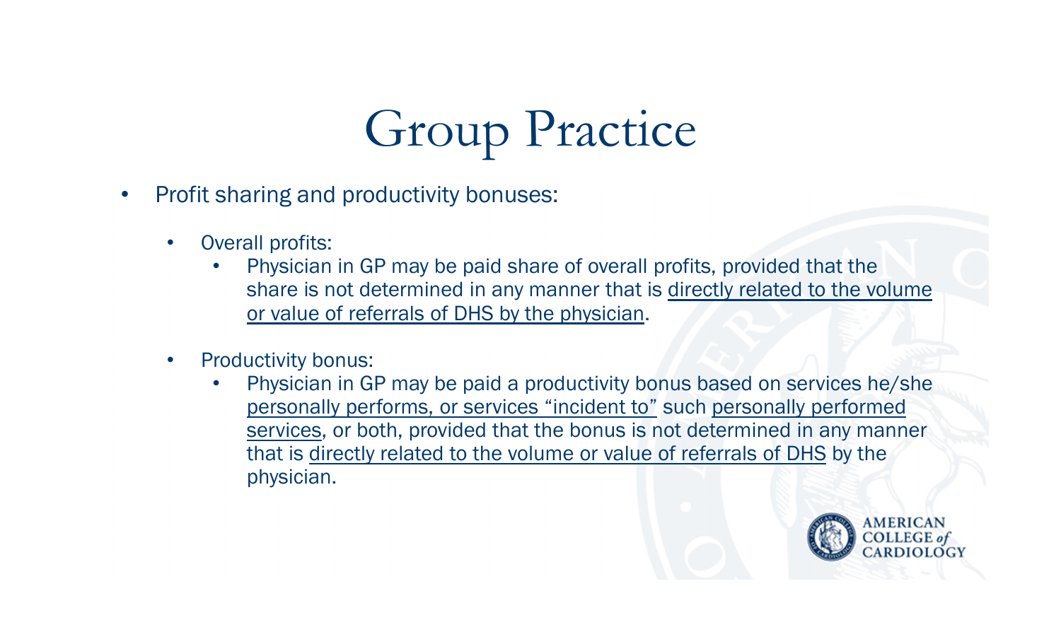# Group Practice

- Profit sharing and productivity bonuses:
  - Overall profits:
    - Physician in GP may be paid share of overall profits, provided that the share is not determined in any manner that is <u>directly related to the volume or value of referrals of DHS by the physician</u>.
  - Productivity bonus:
    - Physician in GP may be paid a productivity bonus based on services he/she <u>personally performs, or services "incident to"</u> such <u>personally performed services</u>, or both, provided that the bonus is not determined in any manner that is <u>directly related to the volume or value of referrals of DHS</u> by the physician.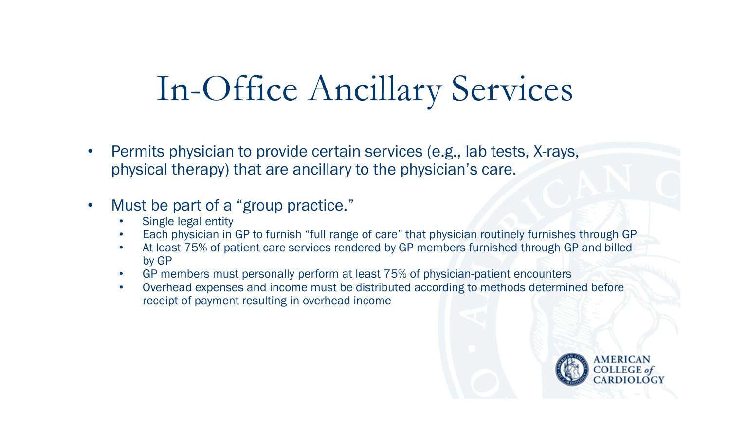# In-Office Ancillary Services

- Permits physician to provide certain services (e.g., lab tests, X-rays, physical therapy) that are ancillary to the physician's care.
- Must be part of a "group practice."
  - Single legal entity
  - Each physician in GP to furnish "full range of care" that physician routinely furnishes through GP
  - At least 75% of patient care services rendered by GP members furnished through GP and billed by GP
  - GP members must personally perform at least 75% of physician-patient encounters
  - Overhead expenses and income must be distributed according to methods determined before receipt of payment resulting in overhead income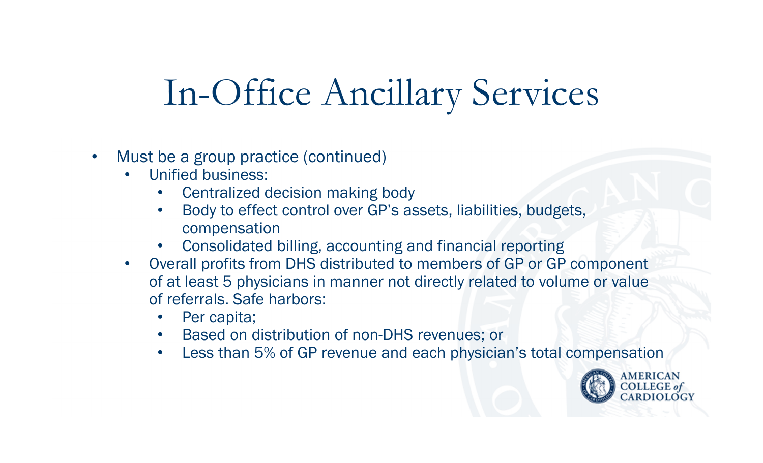# In-Office Ancillary Services

- Must be a group practice (continued)
  - Unified business:
    - Centralized decision making body
    - Body to effect control over GP's assets, liabilities, budgets, compensation
    - Consolidated billing, accounting and financial reporting
  - Overall profits from DHS distributed to members of GP or GP component of at least 5 physicians in manner not directly related to volume or value of referrals. Safe harbors:
    - Per capita;
    - Based on distribution of non-DHS revenues; or
    - Less than 5% of GP revenue and each physician's total compensation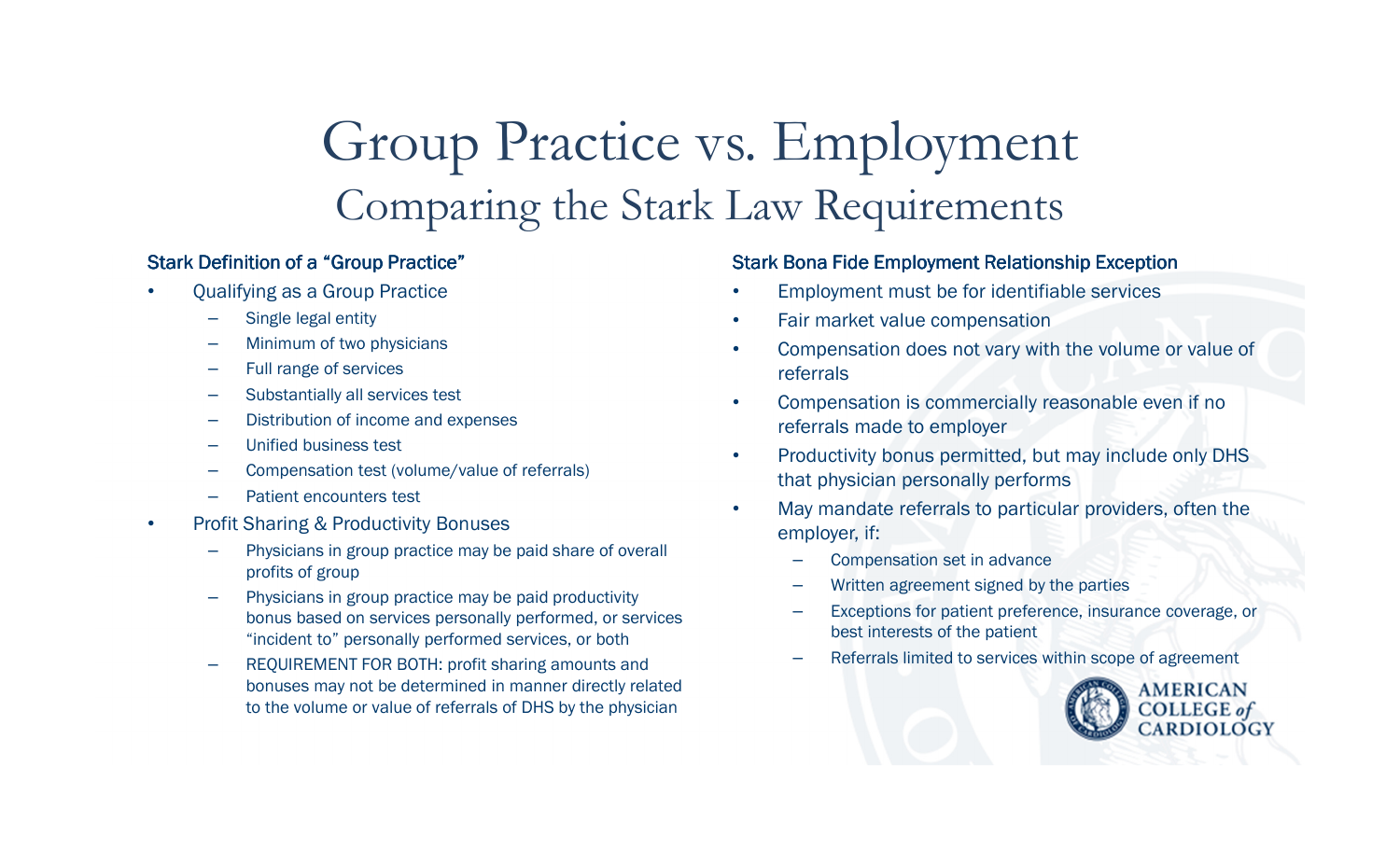# Group Practice vs. Employment

## Comparing the Stark Law Requirements

### Stark Definition of a "Group Practice"

- Qualifying as a Group Practice
  - Single legal entity
  - Minimum of two physicians
  - Full range of services
  - Substantially all services test
  - Distribution of income and expenses
  - Unified business test
  - Compensation test (volume/value of referrals)
  - Patient encounters test
- Profit Sharing & Productivity Bonuses
  - Physicians in group practice may be paid share of overall profits of group
  - Physicians in group practice may be paid productivity bonus based on services personally performed, or services "incident to" personally performed services, or both
  - REQUIREMENT FOR BOTH: profit sharing amounts and bonuses may not be determined in manner directly related to the volume or value of referrals of DHS by the physician

### Stark Bona Fide Employment Relationship Exception

- Employment must be for identifiable services
- Fair market value compensation
- Compensation does not vary with the volume or value of referrals
- Compensation is commercially reasonable even if no referrals made to employer
- Productivity bonus permitted, but may include only DHS that physician personally performs
- May mandate referrals to particular providers, often the employer, if:
  - Compensation set in advance
  - Written agreement signed by the parties
  - Exceptions for patient preference, insurance coverage, or best interests of the patient
  - Referrals limited to services within scope of agreement

AMERICAN COLLEGE *of* CARDIOLOGY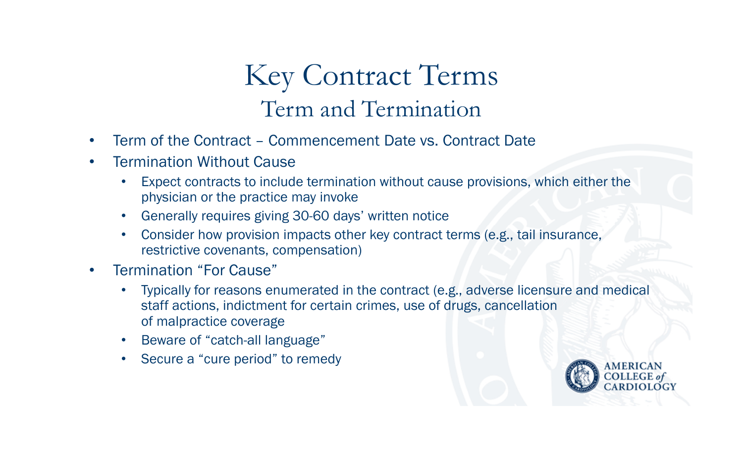# Key Contract Terms

## Term and Termination

- Term of the Contract – Commencement Date vs. Contract Date
- Termination Without Cause
  - Expect contracts to include termination without cause provisions, which either the physician or the practice may invoke
  - Generally requires giving 30-60 days' written notice
  - Consider how provision impacts other key contract terms (e.g., tail insurance, restrictive covenants, compensation)
- Termination "For Cause"
  - Typically for reasons enumerated in the contract (e.g., adverse licensure and medical staff actions, indictment for certain crimes, use of drugs, cancellation of malpractice coverage
  - Beware of "catch-all language"
  - Secure a "cure period" to remedy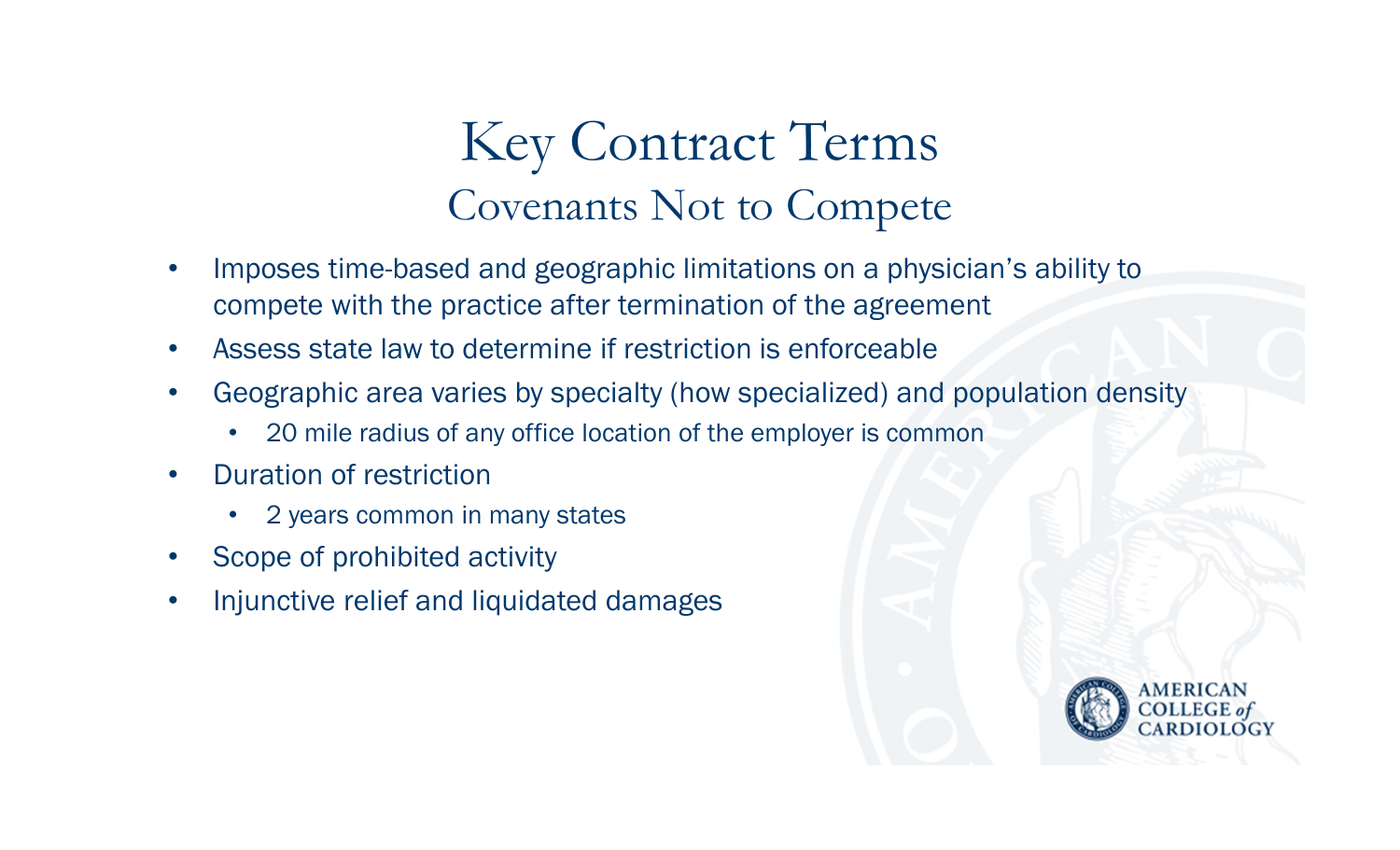# Key Contract Terms

## Covenants Not to Compete

- Imposes time-based and geographic limitations on a physician's ability to compete with the practice after termination of the agreement
- Assess state law to determine if restriction is enforceable
- Geographic area varies by specialty (how specialized) and population density
  - 20 mile radius of any office location of the employer is common
- Duration of restriction
  - 2 years common in many states
- Scope of prohibited activity
- Injunctive relief and liquidated damages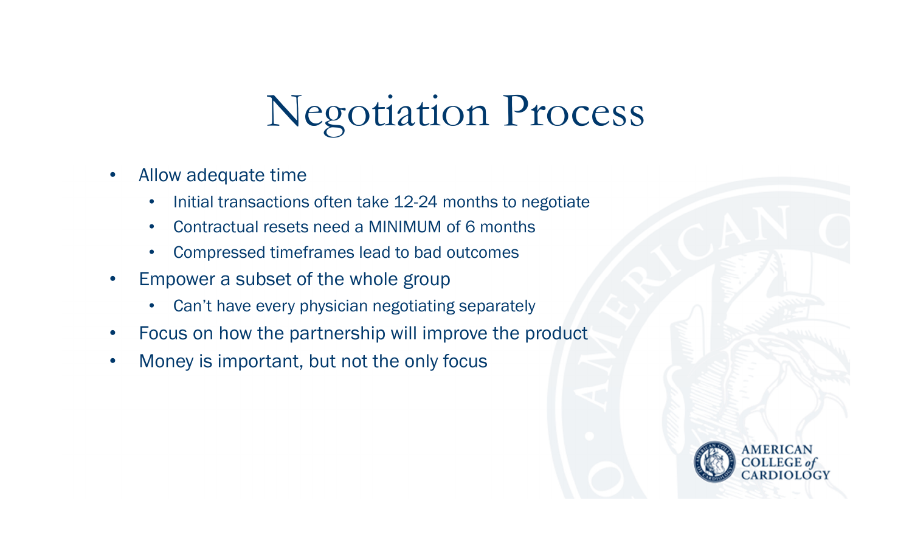# Negotiation Process

- Allow adequate time
  - Initial transactions often take 12-24 months to negotiate
  - Contractual resets need a MINIMUM of 6 months
  - Compressed timeframes lead to bad outcomes
- Empower a subset of the whole group
  - Can't have every physician negotiating separately
- Focus on how the partnership will improve the product
- Money is important, but not the only focus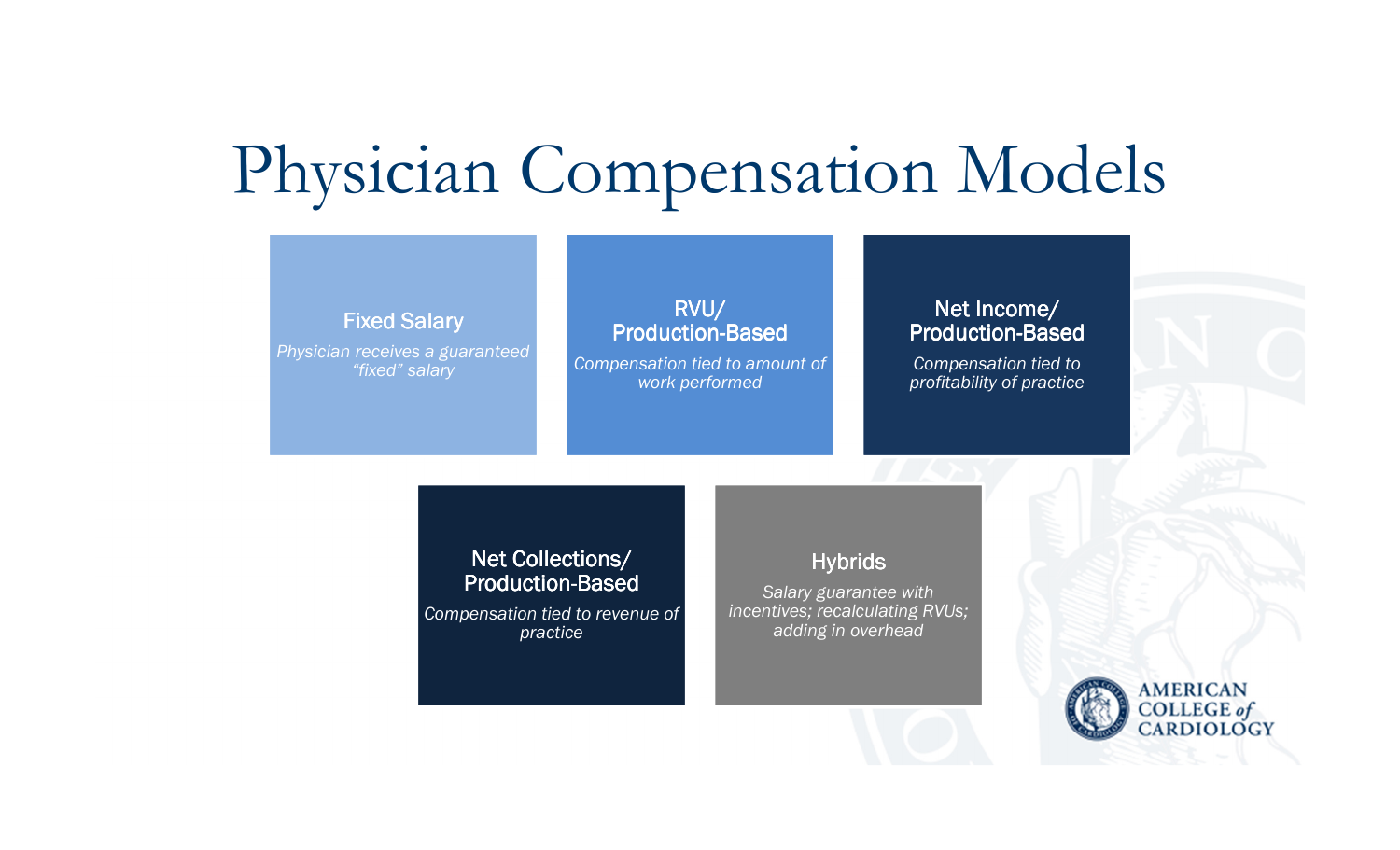# Physician Compensation Models

**Fixed Salary**

*Physician receives a guaranteed "fixed" salary*

**RVU/ Production-Based**

*Compensation tied to amount of work performed*

**Net Income/ Production-Based**

*Compensation tied to profitability of practice*

**Net Collections/ Production-Based**

*Compensation tied to revenue of practice*

**Hybrids**

*Salary guarantee with incentives; recalculating RVUs; adding in overhead*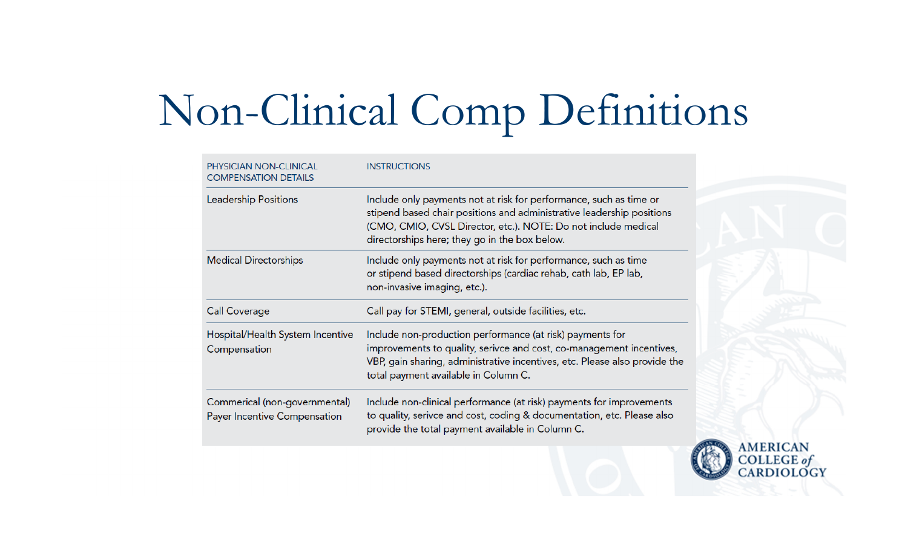# Non-Clinical Comp Definitions

| PHYSICIAN NON-CLINICAL COMPENSATION DETAILS | INSTRUCTIONS |
| --- | --- |
| Leadership Positions | Include only payments not at risk for performance, such as time or stipend based chair positions and administrative leadership positions (CMO, CMIO, CVSL Director, etc.). NOTE: Do not include medical directorships here; they go in the box below. |
| Medical Directorships | Include only payments not at risk for performance, such as time or stipend based directorships (cardiac rehab, cath lab, EP lab, non-invasive imaging, etc.). |
| Call Coverage | Call pay for STEMI, general, outside facilities, etc. |
| Hospital/Health System Incentive Compensation | Include non-production performance (at risk) payments for improvements to quality, serivce and cost, co-management incentives, VBP, gain sharing, administrative incentives, etc. Please also provide the total payment available in Column C. |
| Commerical (non-governmental) Payer Incentive Compensation | Include non-clinical performance (at risk) payments for improvements to quality, serivce and cost, coding & documentation, etc. Please also provide the total payment available in Column C. |

AMERICAN COLLEGE of CARDIOLOGY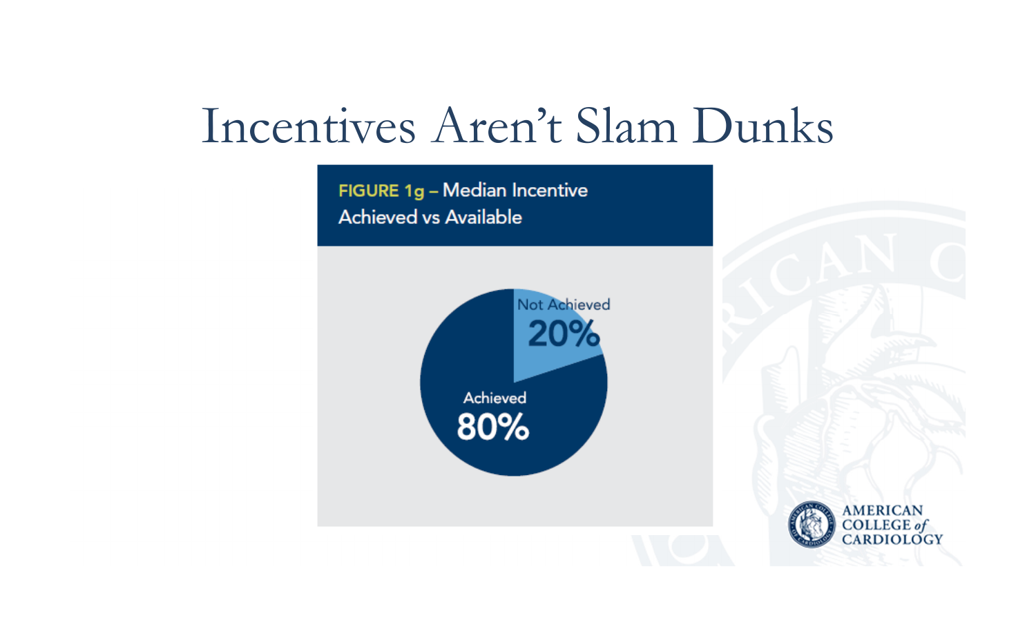# Incentives Aren't Slam Dunks

**FIGURE 1g** – Median Incentive Achieved vs Available

Not Achieved
20%

Achieved
80%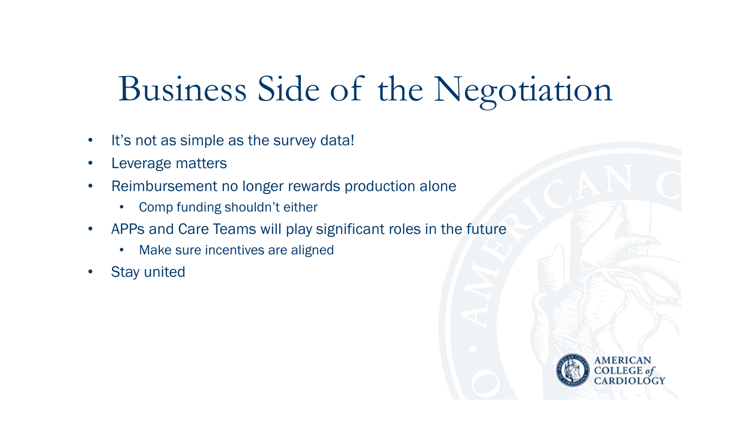# Business Side of the Negotiation

- It's not as simple as the survey data!
- Leverage matters
- Reimbursement no longer rewards production alone
  - Comp funding shouldn't either
- APPs and Care Teams will play significant roles in the future
  - Make sure incentives are aligned
- Stay united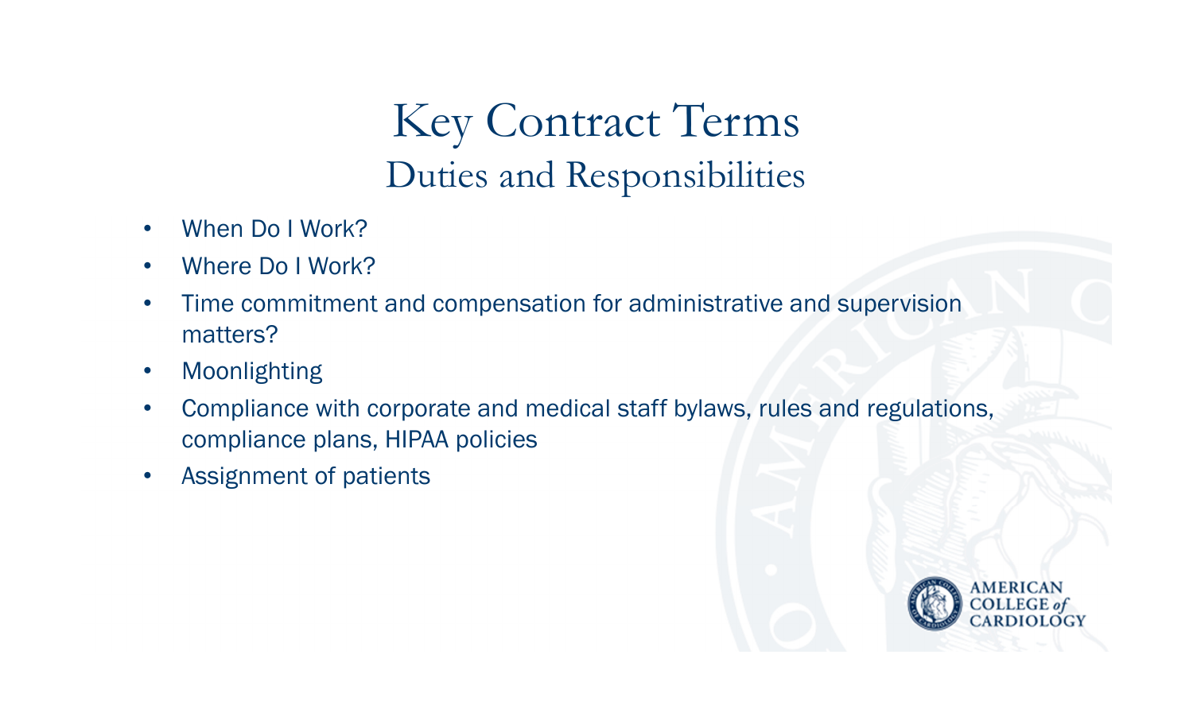# Key Contract Terms

## Duties and Responsibilities

- When Do I Work?
- Where Do I Work?
- Time commitment and compensation for administrative and supervision matters?
- Moonlighting
- Compliance with corporate and medical staff bylaws, rules and regulations, compliance plans, HIPAA policies
- Assignment of patients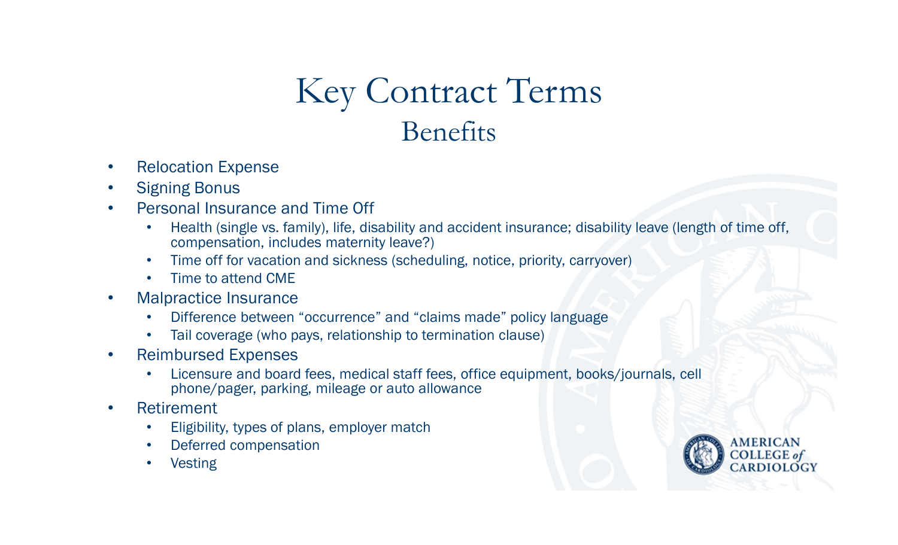# Key Contract Terms

## Benefits

- Relocation Expense
- Signing Bonus
- Personal Insurance and Time Off
  - Health (single vs. family), life, disability and accident insurance; disability leave (length of time off, compensation, includes maternity leave?)
  - Time off for vacation and sickness (scheduling, notice, priority, carryover)
  - Time to attend CME
- Malpractice Insurance
  - Difference between “occurrence” and “claims made” policy language
  - Tail coverage (who pays, relationship to termination clause)
- Reimbursed Expenses
  - Licensure and board fees, medical staff fees, office equipment, books/journals, cell phone/pager, parking, mileage or auto allowance
- Retirement
  - Eligibility, types of plans, employer match
  - Deferred compensation
  - Vesting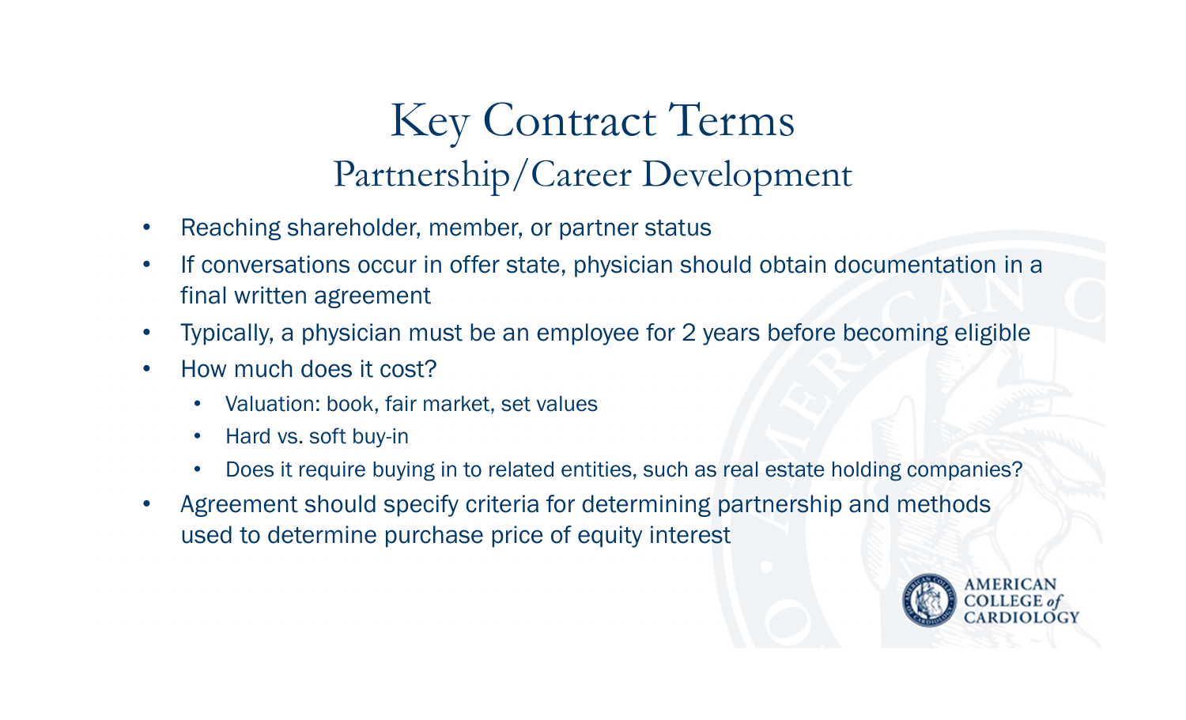# Key Contract Terms

## Partnership/Career Development

- Reaching shareholder, member, or partner status
- If conversations occur in offer state, physician should obtain documentation in a final written agreement
- Typically, a physician must be an employee for 2 years before becoming eligible
- How much does it cost?
  - Valuation: book, fair market, set values
  - Hard vs. soft buy-in
  - Does it require buying in to related entities, such as real estate holding companies?
- Agreement should specify criteria for determining partnership and methods used to determine purchase price of equity interest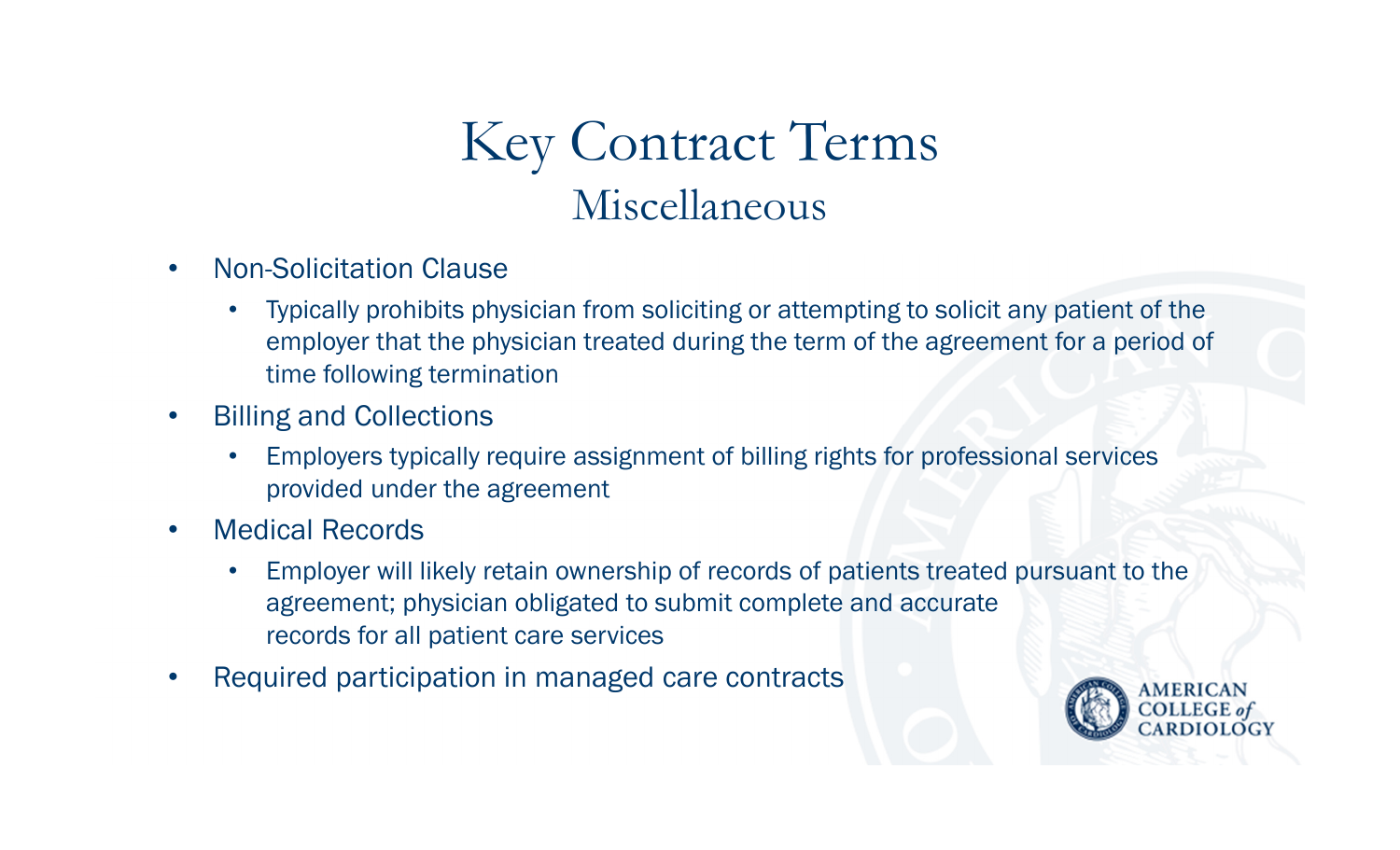# Key Contract Terms

## Miscellaneous

- Non-Solicitation Clause
  - Typically prohibits physician from soliciting or attempting to solicit any patient of the employer that the physician treated during the term of the agreement for a period of time following termination
- Billing and Collections
  - Employers typically require assignment of billing rights for professional services provided under the agreement
- Medical Records
  - Employer will likely retain ownership of records of patients treated pursuant to the agreement; physician obligated to submit complete and accurate records for all patient care services
- Required participation in managed care contracts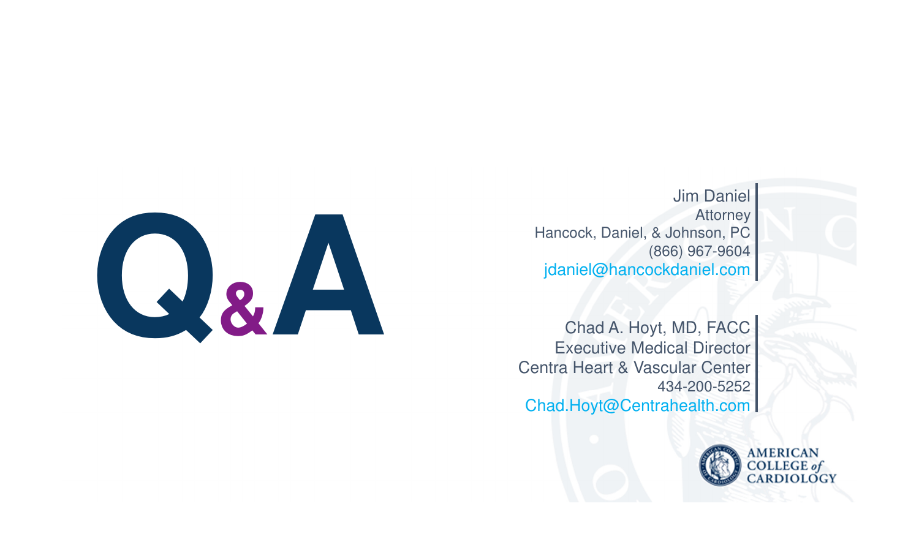# Q&A

Jim Daniel
Attorney
Hancock, Daniel, & Johnson, PC
(866) 967-9604
jdaniel@hancockdaniel.com

Chad A. Hoyt, MD, FACC
Executive Medical Director
Centra Heart & Vascular Center
434-200-5252
Chad.Hoyt@Centrahealth.com

AMERICAN COLLEGE of CARDIOLOGY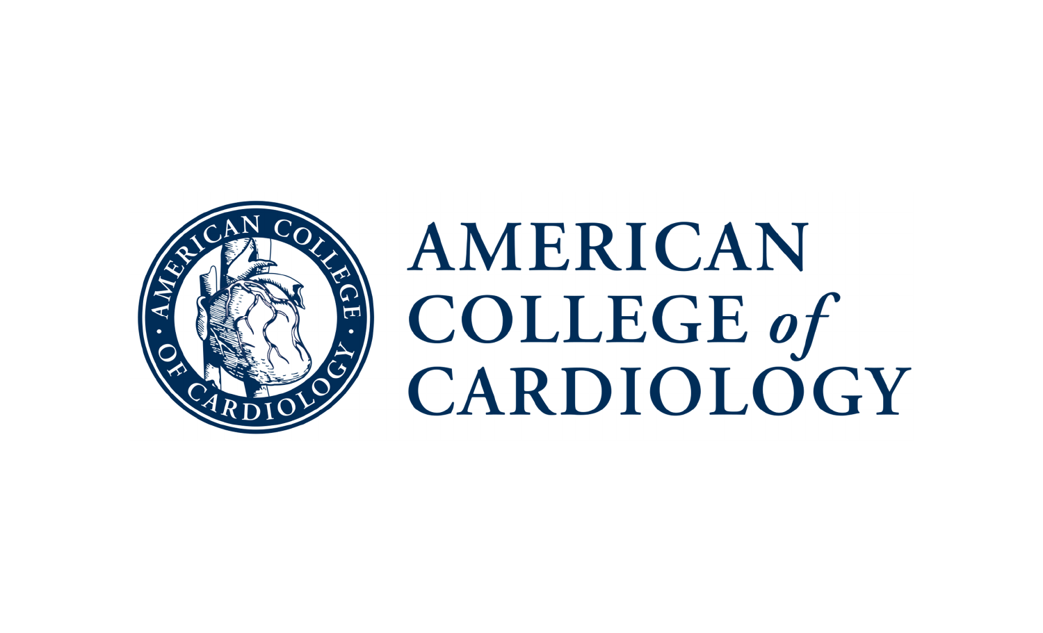AMERICAN
COLLEGE *of*
CARDIOLOGY